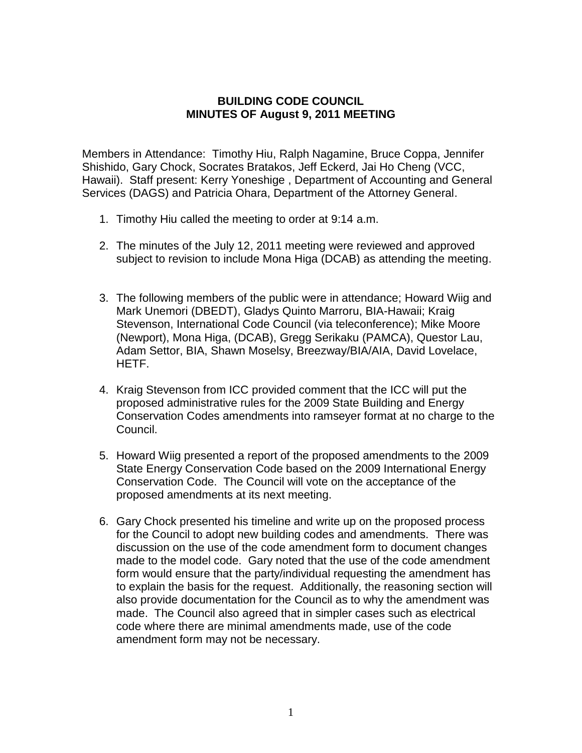# BUILDING CODE COUNCIL
## MINUTES OF August 9, 2011 MEETING

Members in Attendance: Timothy Hiu, Ralph Nagamine, Bruce Coppa, Jennifer Shishido, Gary Chock, Socrates Bratakos, Jeff Eckerd, Jai Ho Cheng (VCC, Hawaii). Staff present: Kerry Yoneshige , Department of Accounting and General Services (DAGS) and Patricia Ohara, Department of the Attorney General.

1. Timothy Hiu called the meeting to order at 9:14 a.m.

2. The minutes of the July 12, 2011 meeting were reviewed and approved subject to revision to include Mona Higa (DCAB) as attending the meeting.

3. The following members of the public were in attendance; Howard Wiig and Mark Unemori (DBEDT), Gladys Quinto Marroru, BIA-Hawaii; Kraig Stevenson, International Code Council (via teleconference); Mike Moore (Newport), Mona Higa, (DCAB), Gregg Serikaku (PAMCA), Questor Lau, Adam Settor, BIA, Shawn Moselsy, Breezway/BIA/AIA, David Lovelace, HETF.

4. Kraig Stevenson from ICC provided comment that the ICC will put the proposed administrative rules for the 2009 State Building and Energy Conservation Codes amendments into ramseyer format at no charge to the Council.

5. Howard Wiig presented a report of the proposed amendments to the 2009 State Energy Conservation Code based on the 2009 International Energy Conservation Code. The Council will vote on the acceptance of the proposed amendments at its next meeting.

6. Gary Chock presented his timeline and write up on the proposed process for the Council to adopt new building codes and amendments. There was discussion on the use of the code amendment form to document changes made to the model code. Gary noted that the use of the code amendment form would ensure that the party/individual requesting the amendment has to explain the basis for the request. Additionally, the reasoning section will also provide documentation for the Council as to why the amendment was made. The Council also agreed that in simpler cases such as electrical code where there are minimal amendments made, use of the code amendment form may not be necessary.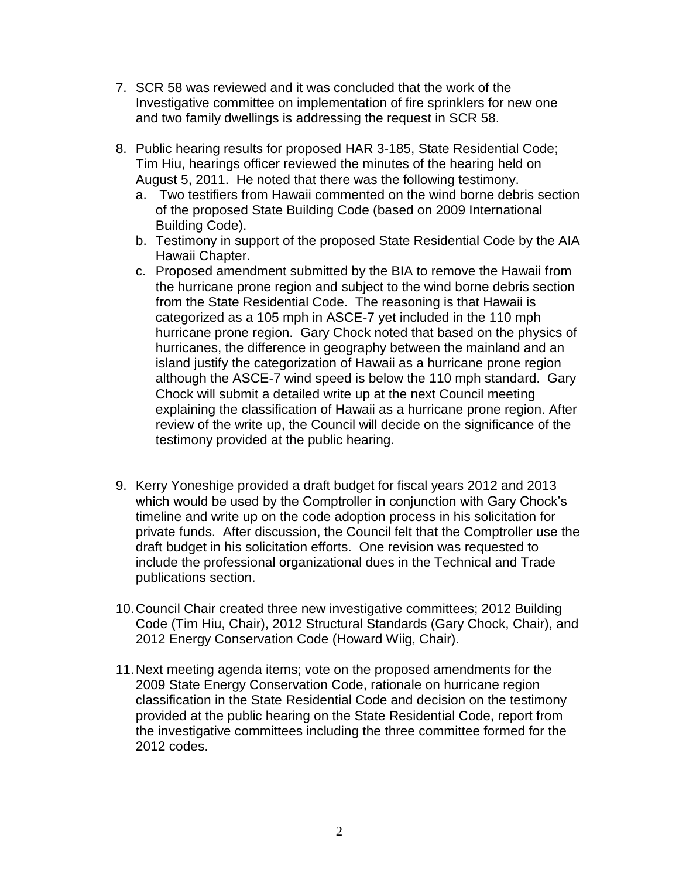7. SCR 58 was reviewed and it was concluded that the work of the Investigative committee on implementation of fire sprinklers for new one and two family dwellings is addressing the request in SCR 58.

8. Public hearing results for proposed HAR 3-185, State Residential Code; Tim Hiu, hearings officer reviewed the minutes of the hearing held on August 5, 2011. He noted that there was the following testimony.
   a. Two testifiers from Hawaii commented on the wind borne debris section of the proposed State Building Code (based on 2009 International Building Code).
   b. Testimony in support of the proposed State Residential Code by the AIA Hawaii Chapter.
   c. Proposed amendment submitted by the BIA to remove the Hawaii from the hurricane prone region and subject to the wind borne debris section from the State Residential Code. The reasoning is that Hawaii is categorized as a 105 mph in ASCE-7 yet included in the 110 mph hurricane prone region. Gary Chock noted that based on the physics of hurricanes, the difference in geography between the mainland and an island justify the categorization of Hawaii as a hurricane prone region although the ASCE-7 wind speed is below the 110 mph standard. Gary Chock will submit a detailed write up at the next Council meeting explaining the classification of Hawaii as a hurricane prone region. After review of the write up, the Council will decide on the significance of the testimony provided at the public hearing.

9. Kerry Yoneshige provided a draft budget for fiscal years 2012 and 2013 which would be used by the Comptroller in conjunction with Gary Chock's timeline and write up on the code adoption process in his solicitation for private funds. After discussion, the Council felt that the Comptroller use the draft budget in his solicitation efforts. One revision was requested to include the professional organizational dues in the Technical and Trade publications section.

10. Council Chair created three new investigative committees; 2012 Building Code (Tim Hiu, Chair), 2012 Structural Standards (Gary Chock, Chair), and 2012 Energy Conservation Code (Howard Wiig, Chair).

11. Next meeting agenda items; vote on the proposed amendments for the 2009 State Energy Conservation Code, rationale on hurricane region classification in the State Residential Code and decision on the testimony provided at the public hearing on the State Residential Code, report from the investigative committees including the three committee formed for the 2012 codes.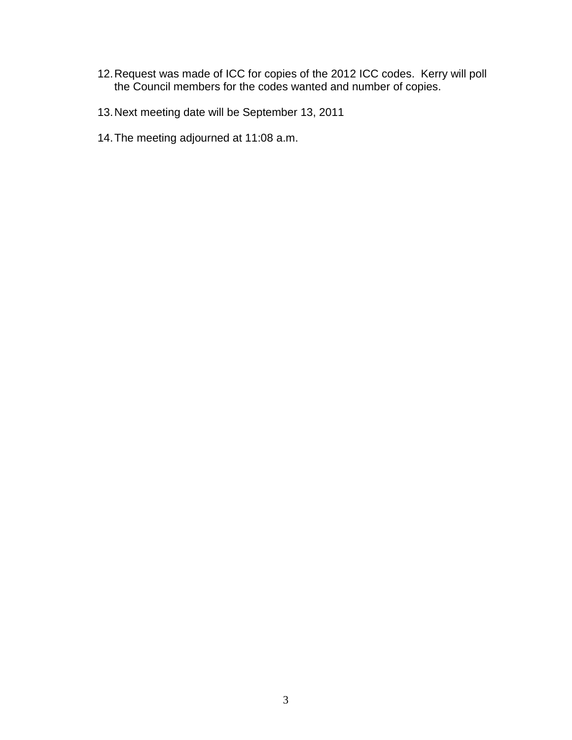12. Request was made of ICC for copies of the 2012 ICC codes.  Kerry will poll the Council members for the codes wanted and number of copies.

13. Next meeting date will be September 13, 2011

14. The meeting adjourned at 11:08 a.m.